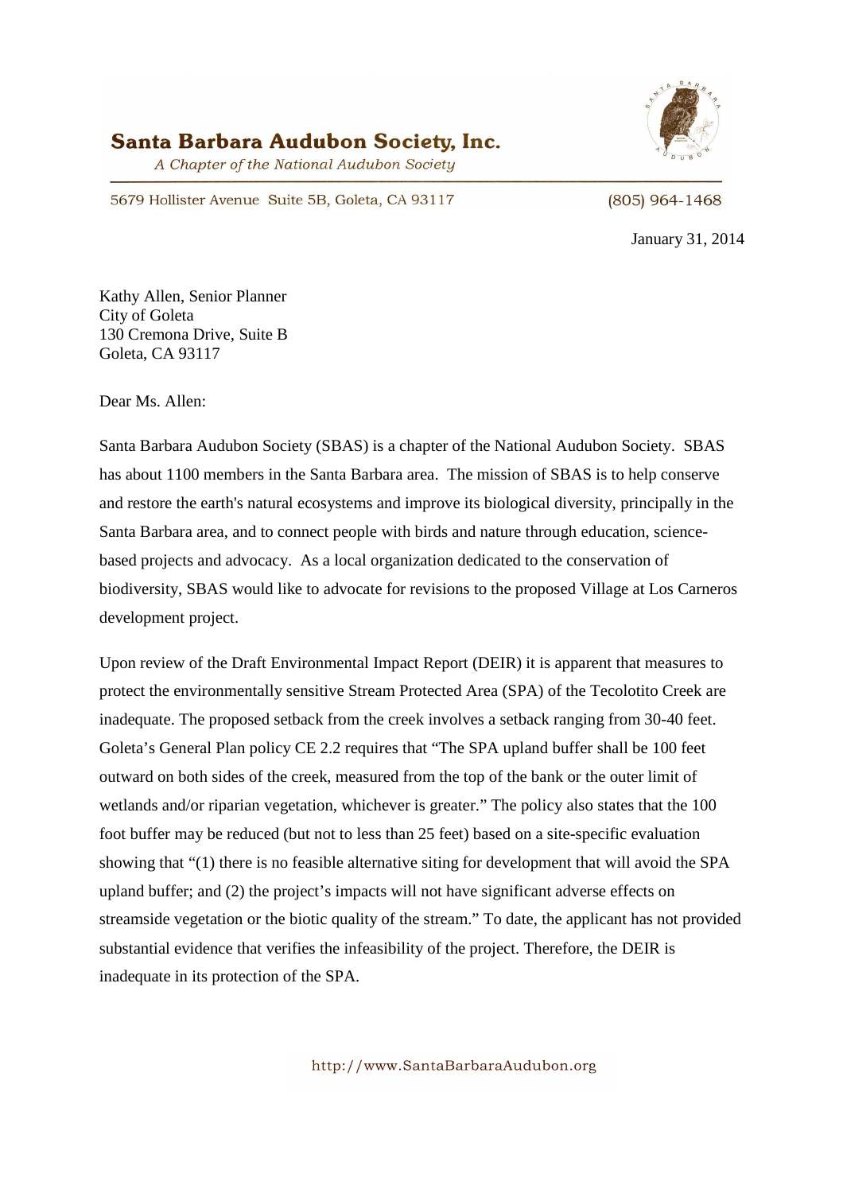**Santa Barbara Audubon Society, Inc.**

*A Chapter of the National Audubon Society*

5679 Hollister Avenue Suite 5B, Goleta, CA 93117 (805) 964-1468

January 31, 2014

Kathy Allen, Senior Planner
City of Goleta
130 Cremona Drive, Suite B
Goleta, CA 93117

Dear Ms. Allen:

Santa Barbara Audubon Society (SBAS) is a chapter of the National Audubon Society. SBAS has about 1100 members in the Santa Barbara area. The mission of SBAS is to help conserve and restore the earth's natural ecosystems and improve its biological diversity, principally in the Santa Barbara area, and to connect people with birds and nature through education, science-based projects and advocacy. As a local organization dedicated to the conservation of biodiversity, SBAS would like to advocate for revisions to the proposed Village at Los Carneros development project.

Upon review of the Draft Environmental Impact Report (DEIR) it is apparent that measures to protect the environmentally sensitive Stream Protected Area (SPA) of the Tecolotito Creek are inadequate. The proposed setback from the creek involves a setback ranging from 30-40 feet. Goleta's General Plan policy CE 2.2 requires that "The SPA upland buffer shall be 100 feet outward on both sides of the creek, measured from the top of the bank or the outer limit of wetlands and/or riparian vegetation, whichever is greater." The policy also states that the 100 foot buffer may be reduced (but not to less than 25 feet) based on a site-specific evaluation showing that "(1) there is no feasible alternative siting for development that will avoid the SPA upland buffer; and (2) the project's impacts will not have significant adverse effects on streamside vegetation or the biotic quality of the stream." To date, the applicant has not provided substantial evidence that verifies the infeasibility of the project. Therefore, the DEIR is inadequate in its protection of the SPA.

http://www.SantaBarbaraAudubon.org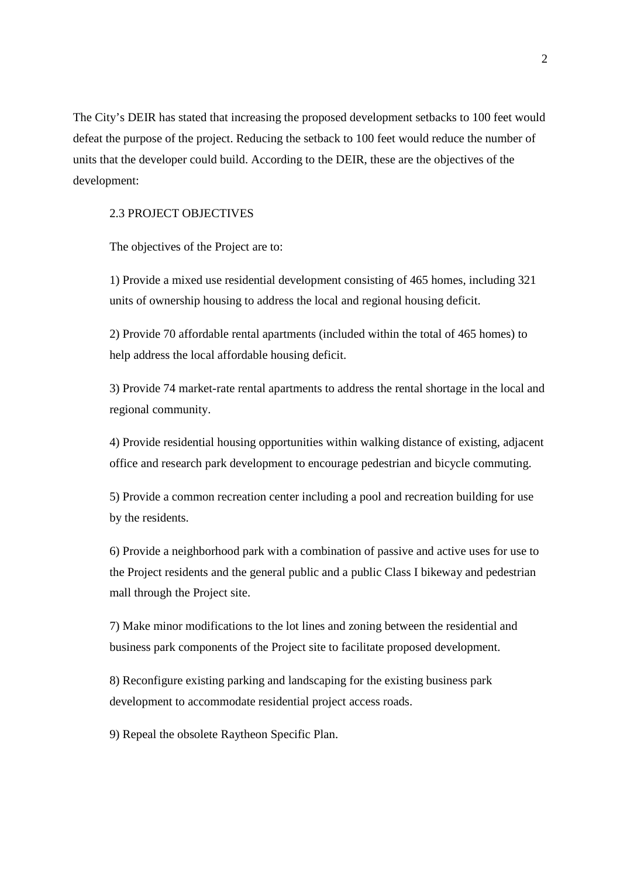The City's DEIR has stated that increasing the proposed development setbacks to 100 feet would defeat the purpose of the project. Reducing the setback to 100 feet would reduce the number of units that the developer could build. According to the DEIR, these are the objectives of the development:

> 2.3 PROJECT OBJECTIVES
>
> The objectives of the Project are to:
>
> 1) Provide a mixed use residential development consisting of 465 homes, including 321 units of ownership housing to address the local and regional housing deficit.
>
> 2) Provide 70 affordable rental apartments (included within the total of 465 homes) to help address the local affordable housing deficit.
>
> 3) Provide 74 market-rate rental apartments to address the rental shortage in the local and regional community.
>
> 4) Provide residential housing opportunities within walking distance of existing, adjacent office and research park development to encourage pedestrian and bicycle commuting.
>
> 5) Provide a common recreation center including a pool and recreation building for use by the residents.
>
> 6) Provide a neighborhood park with a combination of passive and active uses for use to the Project residents and the general public and a public Class I bikeway and pedestrian mall through the Project site.
>
> 7) Make minor modifications to the lot lines and zoning between the residential and business park components of the Project site to facilitate proposed development.
>
> 8) Reconfigure existing parking and landscaping for the existing business park development to accommodate residential project access roads.
>
> 9) Repeal the obsolete Raytheon Specific Plan.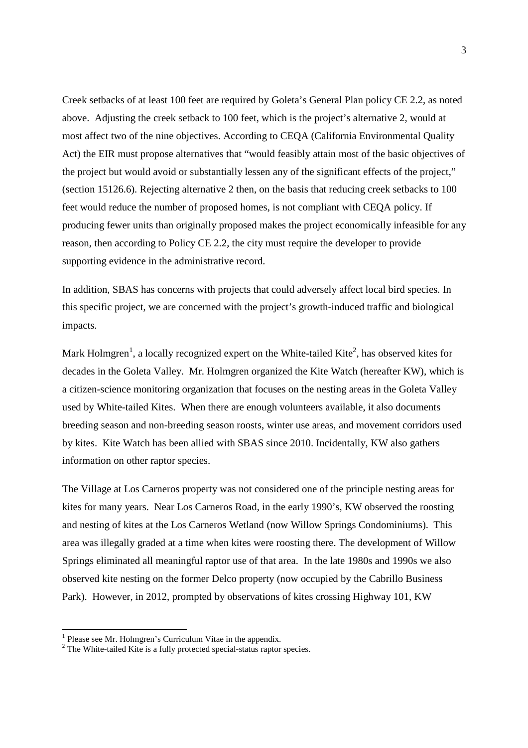Creek setbacks of at least 100 feet are required by Goleta's General Plan policy CE 2.2, as noted above. Adjusting the creek setback to 100 feet, which is the project's alternative 2, would at most affect two of the nine objectives. According to CEQA (California Environmental Quality Act) the EIR must propose alternatives that "would feasibly attain most of the basic objectives of the project but would avoid or substantially lessen any of the significant effects of the project," (section 15126.6). Rejecting alternative 2 then, on the basis that reducing creek setbacks to 100 feet would reduce the number of proposed homes, is not compliant with CEQA policy. If producing fewer units than originally proposed makes the project economically infeasible for any reason, then according to Policy CE 2.2, the city must require the developer to provide supporting evidence in the administrative record.

In addition, SBAS has concerns with projects that could adversely affect local bird species. In this specific project, we are concerned with the project's growth-induced traffic and biological impacts.

Mark Holmgren[1], a locally recognized expert on the White-tailed Kite[2], has observed kites for decades in the Goleta Valley. Mr. Holmgren organized the Kite Watch (hereafter KW), which is a citizen-science monitoring organization that focuses on the nesting areas in the Goleta Valley used by White-tailed Kites. When there are enough volunteers available, it also documents breeding season and non-breeding season roosts, winter use areas, and movement corridors used by kites. Kite Watch has been allied with SBAS since 2010. Incidentally, KW also gathers information on other raptor species.

The Village at Los Carneros property was not considered one of the principle nesting areas for kites for many years. Near Los Carneros Road, in the early 1990's, KW observed the roosting and nesting of kites at the Los Carneros Wetland (now Willow Springs Condominiums). This area was illegally graded at a time when kites were roosting there. The development of Willow Springs eliminated all meaningful raptor use of that area. In the late 1980s and 1990s we also observed kite nesting on the former Delco property (now occupied by the Cabrillo Business Park). However, in 2012, prompted by observations of kites crossing Highway 101, KW

[1] Please see Mr. Holmgren's Curriculum Vitae in the appendix.

[2] The White-tailed Kite is a fully protected special-status raptor species.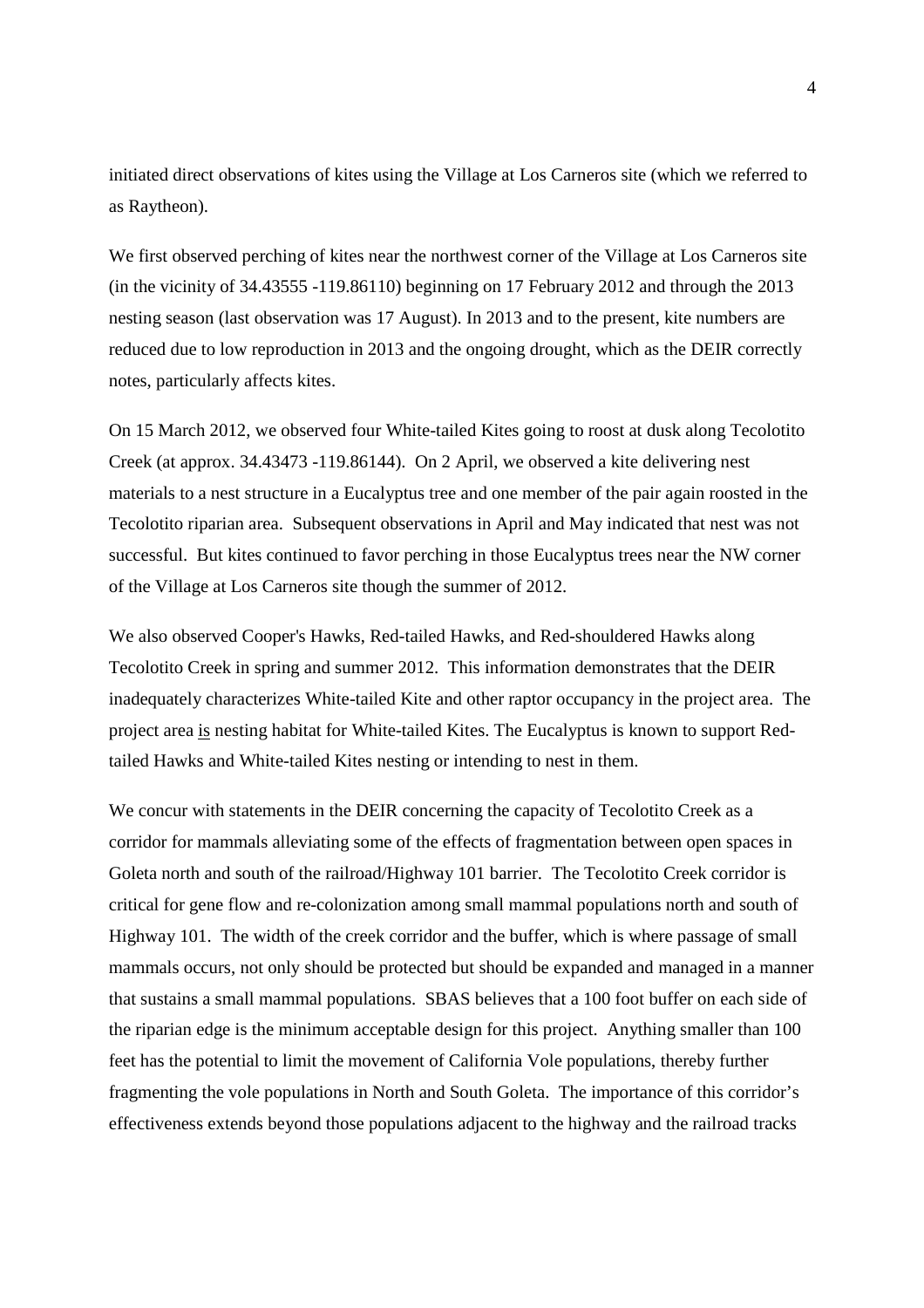initiated direct observations of kites using the Village at Los Carneros site (which we referred to as Raytheon).

We first observed perching of kites near the northwest corner of the Village at Los Carneros site (in the vicinity of 34.43555 -119.86110) beginning on 17 February 2012 and through the 2013 nesting season (last observation was 17 August). In 2013 and to the present, kite numbers are reduced due to low reproduction in 2013 and the ongoing drought, which as the DEIR correctly notes, particularly affects kites.

On 15 March 2012, we observed four White-tailed Kites going to roost at dusk along Tecolotito Creek (at approx. 34.43473 -119.86144). On 2 April, we observed a kite delivering nest materials to a nest structure in a Eucalyptus tree and one member of the pair again roosted in the Tecolotito riparian area. Subsequent observations in April and May indicated that nest was not successful. But kites continued to favor perching in those Eucalyptus trees near the NW corner of the Village at Los Carneros site though the summer of 2012.

We also observed Cooper's Hawks, Red-tailed Hawks, and Red-shouldered Hawks along Tecolotito Creek in spring and summer 2012. This information demonstrates that the DEIR inadequately characterizes White-tailed Kite and other raptor occupancy in the project area. The project area <u>is</u> nesting habitat for White-tailed Kites. The Eucalyptus is known to support Red-tailed Hawks and White-tailed Kites nesting or intending to nest in them.

We concur with statements in the DEIR concerning the capacity of Tecolotito Creek as a corridor for mammals alleviating some of the effects of fragmentation between open spaces in Goleta north and south of the railroad/Highway 101 barrier. The Tecolotito Creek corridor is critical for gene flow and re-colonization among small mammal populations north and south of Highway 101. The width of the creek corridor and the buffer, which is where passage of small mammals occurs, not only should be protected but should be expanded and managed in a manner that sustains a small mammal populations. SBAS believes that a 100 foot buffer on each side of the riparian edge is the minimum acceptable design for this project. Anything smaller than 100 feet has the potential to limit the movement of California Vole populations, thereby further fragmenting the vole populations in North and South Goleta. The importance of this corridor's effectiveness extends beyond those populations adjacent to the highway and the railroad tracks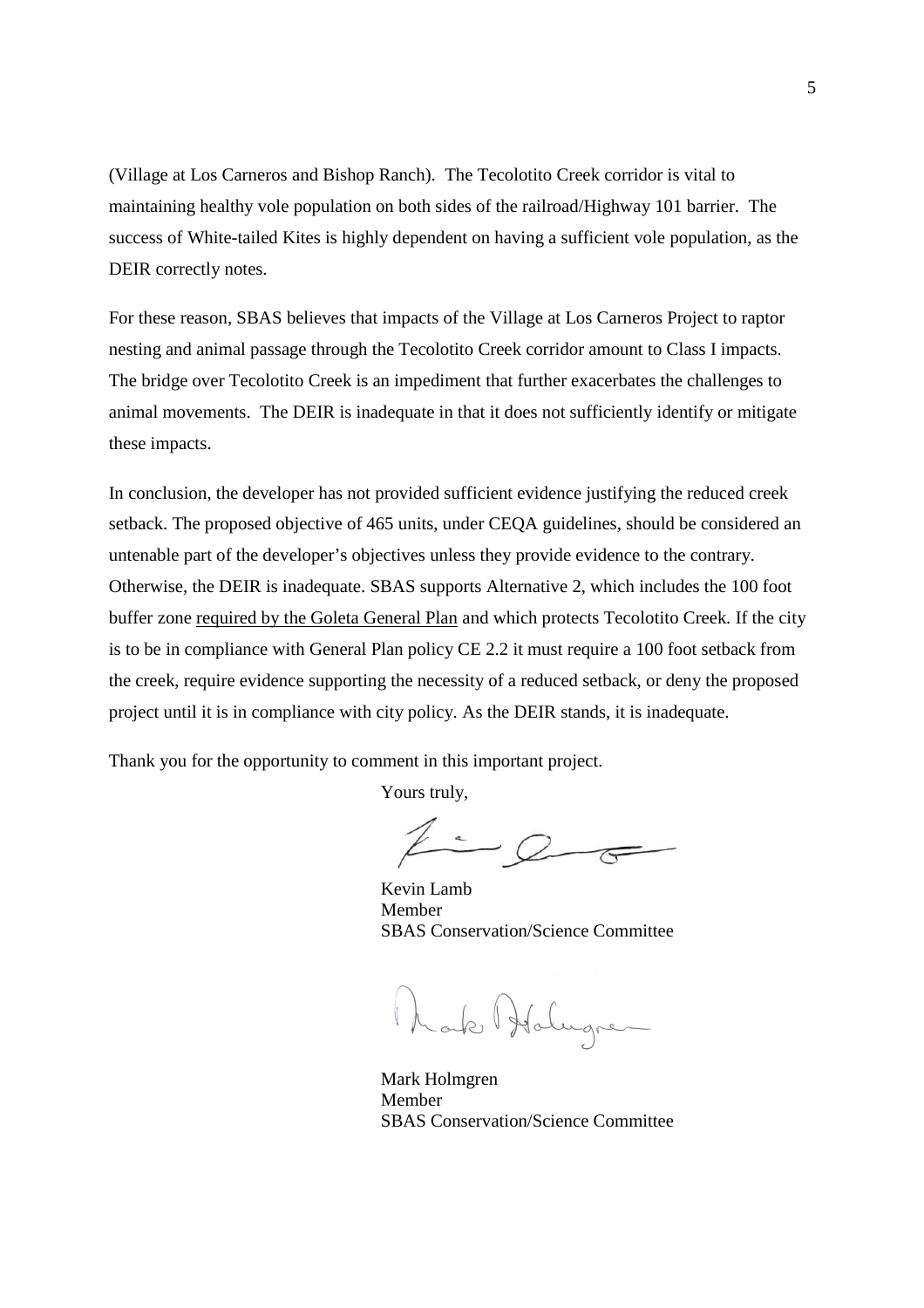(Village at Los Carneros and Bishop Ranch). The Tecolotito Creek corridor is vital to maintaining healthy vole population on both sides of the railroad/Highway 101 barrier. The success of White-tailed Kites is highly dependent on having a sufficient vole population, as the DEIR correctly notes.

For these reason, SBAS believes that impacts of the Village at Los Carneros Project to raptor nesting and animal passage through the Tecolotito Creek corridor amount to Class I impacts. The bridge over Tecolotito Creek is an impediment that further exacerbates the challenges to animal movements. The DEIR is inadequate in that it does not sufficiently identify or mitigate these impacts.

In conclusion, the developer has not provided sufficient evidence justifying the reduced creek setback. The proposed objective of 465 units, under CEQA guidelines, should be considered an untenable part of the developer's objectives unless they provide evidence to the contrary. Otherwise, the DEIR is inadequate. SBAS supports Alternative 2, which includes the 100 foot buffer zone required by the Goleta General Plan and which protects Tecolotito Creek. If the city is to be in compliance with General Plan policy CE 2.2 it must require a 100 foot setback from the creek, require evidence supporting the necessity of a reduced setback, or deny the proposed project until it is in compliance with city policy. As the DEIR stands, it is inadequate.

Thank you for the opportunity to comment in this important project.

Yours truly,

Kevin Lamb
Member
SBAS Conservation/Science Committee

Mark Holmgren
Member
SBAS Conservation/Science Committee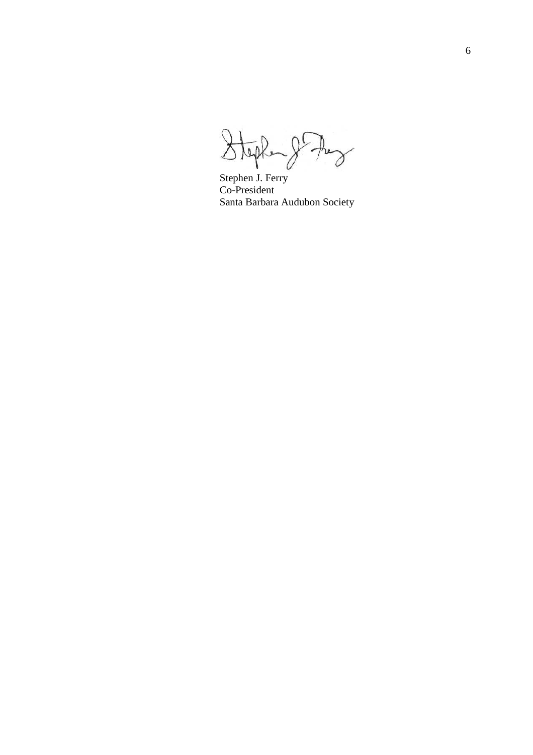Stephen J. Ferry  
Co-President  
Santa Barbara Audubon Society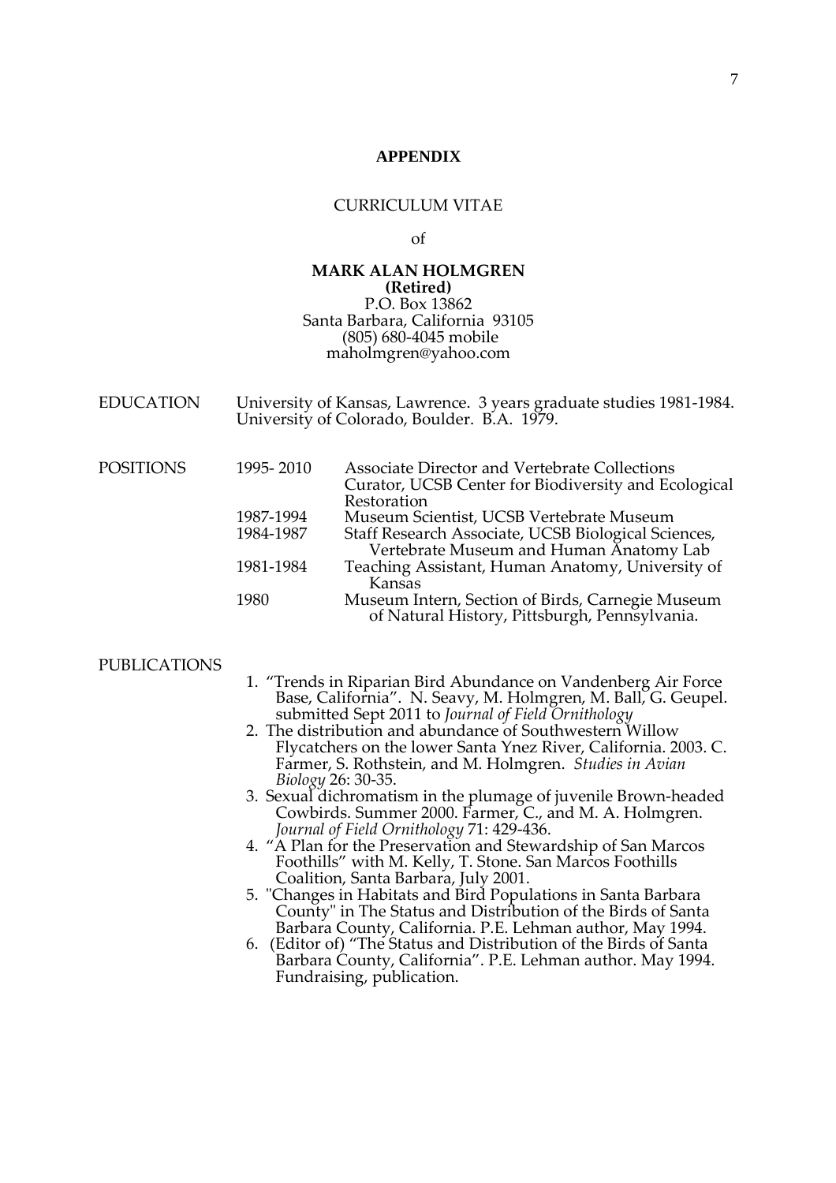**APPENDIX**

CURRICULUM VITAE

of

**MARK ALAN HOLMGREN**
**(Retired)**
P.O. Box 13862
Santa Barbara, California 93105
(805) 680-4045 mobile
maholmgren@yahoo.com

EDUCATION

University of Kansas, Lawrence. 3 years graduate studies 1981-1984.
University of Colorado, Boulder. B.A. 1979.

POSITIONS

| | |
|---|---|
| 1995- 2010 | Associate Director and Vertebrate Collections Curator, UCSB Center for Biodiversity and Ecological Restoration |
| 1987-1994 | Museum Scientist, UCSB Vertebrate Museum |
| 1984-1987 | Staff Research Associate, UCSB Biological Sciences, Vertebrate Museum and Human Anatomy Lab |
| 1981-1984 | Teaching Assistant, Human Anatomy, University of Kansas |
| 1980 | Museum Intern, Section of Birds, Carnegie Museum of Natural History, Pittsburgh, Pennsylvania. |

PUBLICATIONS

1. "Trends in Riparian Bird Abundance on Vandenberg Air Force Base, California". N. Seavy, M. Holmgren, M. Ball, G. Geupel. submitted Sept 2011 to *Journal of Field Ornithology*
2. The distribution and abundance of Southwestern Willow Flycatchers on the lower Santa Ynez River, California. 2003. C. Farmer, S. Rothstein, and M. Holmgren. *Studies in Avian Biology* 26: 30-35.
3. Sexual dichromatism in the plumage of juvenile Brown-headed Cowbirds. Summer 2000. Farmer, C., and M. A. Holmgren. *Journal of Field Ornithology* 71: 429-436.
4. "A Plan for the Preservation and Stewardship of San Marcos Foothills" with M. Kelly, T. Stone. San Marcos Foothills Coalition, Santa Barbara, July 2001.
5. "Changes in Habitats and Bird Populations in Santa Barbara County" in The Status and Distribution of the Birds of Santa Barbara County, California. P.E. Lehman author, May 1994.
6. (Editor of) "The Status and Distribution of the Birds of Santa Barbara County, California". P.E. Lehman author. May 1994. Fundraising, publication.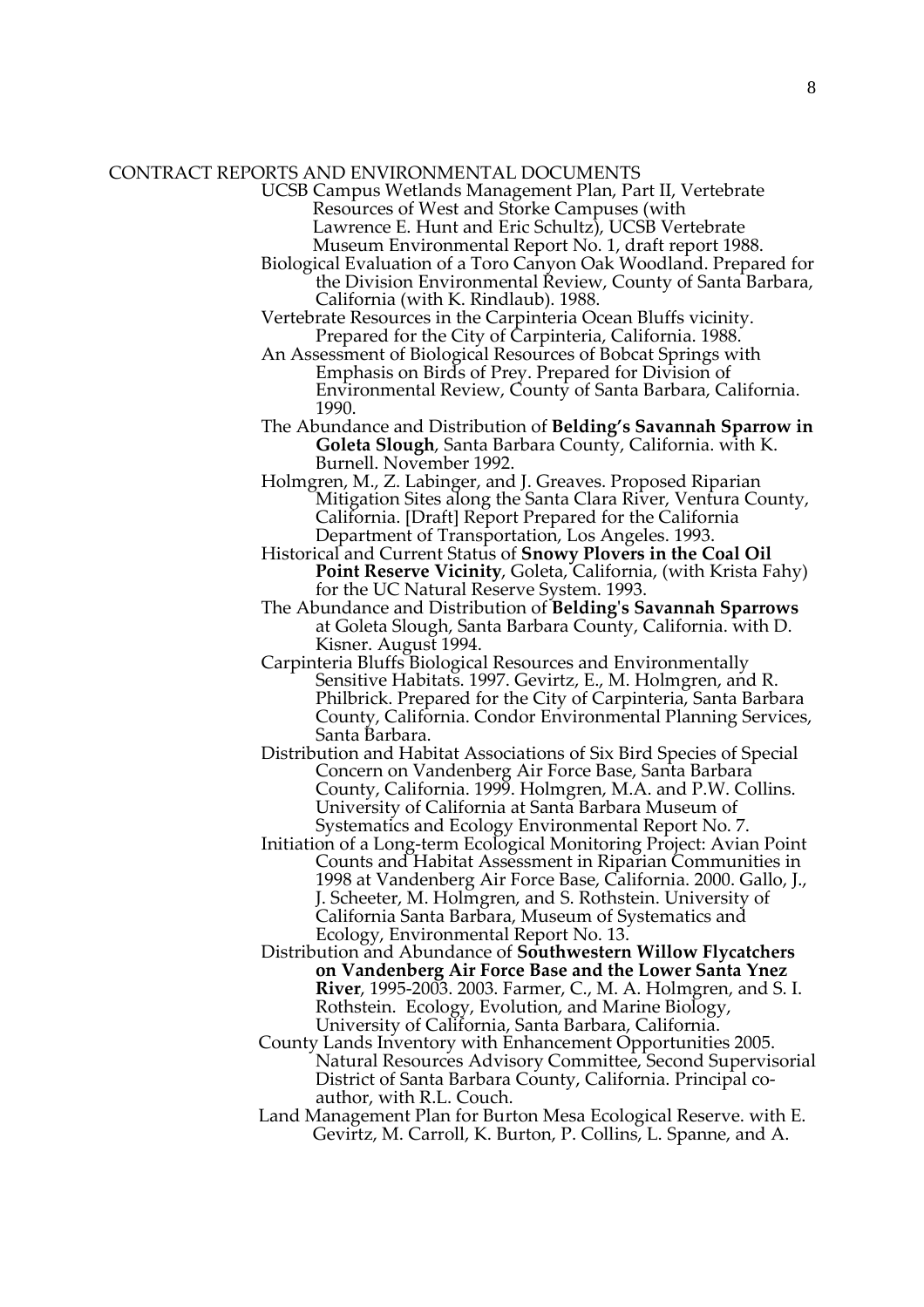CONTRACT REPORTS AND ENVIRONMENTAL DOCUMENTS

- UCSB Campus Wetlands Management Plan, Part II, Vertebrate Resources of West and Storke Campuses (with Lawrence E. Hunt and Eric Schultz), UCSB Vertebrate Museum Environmental Report No. 1, draft report 1988.
- Biological Evaluation of a Toro Canyon Oak Woodland. Prepared for the Division Environmental Review, County of Santa Barbara, California (with K. Rindlaub). 1988.
- Vertebrate Resources in the Carpinteria Ocean Bluffs vicinity. Prepared for the City of Carpinteria, California. 1988.
- An Assessment of Biological Resources of Bobcat Springs with Emphasis on Birds of Prey. Prepared for Division of Environmental Review, County of Santa Barbara, California. 1990.
- The Abundance and Distribution of **Belding's Savannah Sparrow in Goleta Slough**, Santa Barbara County, California. with K. Burnell. November 1992.
- Holmgren, M., Z. Labinger, and J. Greaves. Proposed Riparian Mitigation Sites along the Santa Clara River, Ventura County, California. [Draft] Report Prepared for the California Department of Transportation, Los Angeles. 1993.
- Historical and Current Status of **Snowy Plovers in the Coal Oil Point Reserve Vicinity**, Goleta, California, (with Krista Fahy) for the UC Natural Reserve System. 1993.
- The Abundance and Distribution of **Belding's Savannah Sparrows** at Goleta Slough, Santa Barbara County, California. with D. Kisner. August 1994.
- Carpinteria Bluffs Biological Resources and Environmentally Sensitive Habitats. 1997. Gevirtz, E., M. Holmgren, and R. Philbrick. Prepared for the City of Carpinteria, Santa Barbara County, California. Condor Environmental Planning Services, Santa Barbara.
- Distribution and Habitat Associations of Six Bird Species of Special Concern on Vandenberg Air Force Base, Santa Barbara County, California. 1999. Holmgren, M.A. and P.W. Collins. University of California at Santa Barbara Museum of Systematics and Ecology Environmental Report No. 7.
- Initiation of a Long-term Ecological Monitoring Project: Avian Point Counts and Habitat Assessment in Riparian Communities in 1998 at Vandenberg Air Force Base, California. 2000. Gallo, J., J. Scheeter, M. Holmgren, and S. Rothstein. University of California Santa Barbara, Museum of Systematics and Ecology, Environmental Report No. 13.
- Distribution and Abundance of **Southwestern Willow Flycatchers on Vandenberg Air Force Base and the Lower Santa Ynez River**, 1995-2003. 2003. Farmer, C., M. A. Holmgren, and S. I. Rothstein. Ecology, Evolution, and Marine Biology, University of California, Santa Barbara, California.
- County Lands Inventory with Enhancement Opportunities 2005. Natural Resources Advisory Committee, Second Supervisorial District of Santa Barbara County, California. Principal co-author, with R.L. Couch.
- Land Management Plan for Burton Mesa Ecological Reserve. with E. Gevirtz, M. Carroll, K. Burton, P. Collins, L. Spanne, and A.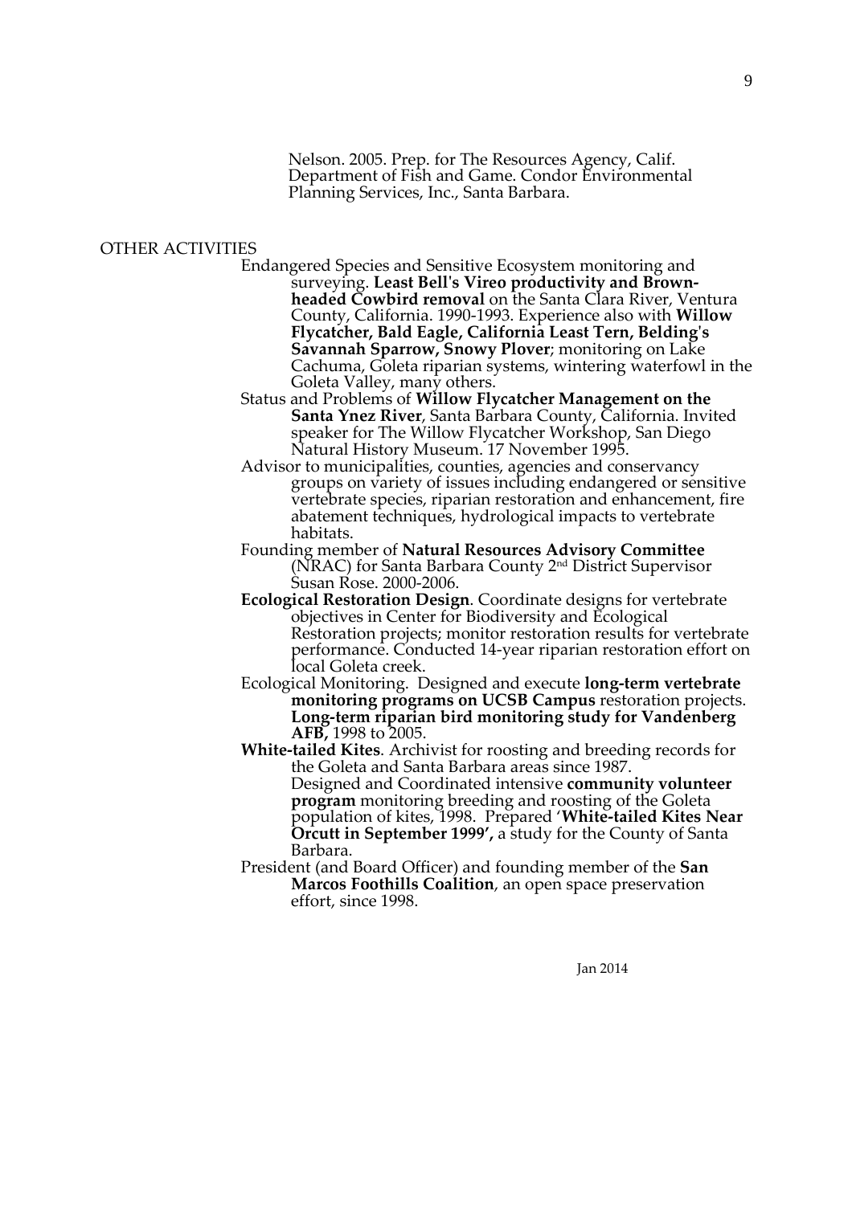Nelson. 2005. Prep. for The Resources Agency, Calif. Department of Fish and Game. Condor Environmental Planning Services, Inc., Santa Barbara.

OTHER ACTIVITIES

Endangered Species and Sensitive Ecosystem monitoring and surveying. **Least Bell's Vireo productivity and Brown-headed Cowbird removal** on the Santa Clara River, Ventura County, California. 1990-1993. Experience also with **Willow Flycatcher, Bald Eagle, California Least Tern, Belding's Savannah Sparrow, Snowy Plover**; monitoring on Lake Cachuma, Goleta riparian systems, wintering waterfowl in the Goleta Valley, many others.

Status and Problems of **Willow Flycatcher Management on the Santa Ynez River**, Santa Barbara County, California. Invited speaker for The Willow Flycatcher Workshop, San Diego Natural History Museum. 17 November 1995.

Advisor to municipalities, counties, agencies and conservancy groups on variety of issues including endangered or sensitive vertebrate species, riparian restoration and enhancement, fire abatement techniques, hydrological impacts to vertebrate habitats.

Founding member of **Natural Resources Advisory Committee** (NRAC) for Santa Barbara County 2nd District Supervisor Susan Rose. 2000-2006.

**Ecological Restoration Design**. Coordinate designs for vertebrate objectives in Center for Biodiversity and Ecological Restoration projects; monitor restoration results for vertebrate performance. Conducted 14-year riparian restoration effort on local Goleta creek.

Ecological Monitoring. Designed and execute **long-term vertebrate monitoring programs on UCSB Campus** restoration projects. **Long-term riparian bird monitoring study for Vandenberg AFB,** 1998 to 2005.

**White-tailed Kites**. Archivist for roosting and breeding records for the Goleta and Santa Barbara areas since 1987. Designed and Coordinated intensive **community volunteer program** monitoring breeding and roosting of the Goleta population of kites, 1998. Prepared '**White-tailed Kites Near Orcutt in September 1999',** a study for the County of Santa Barbara.

President (and Board Officer) and founding member of the **San Marcos Foothills Coalition**, an open space preservation effort, since 1998.

Jan 2014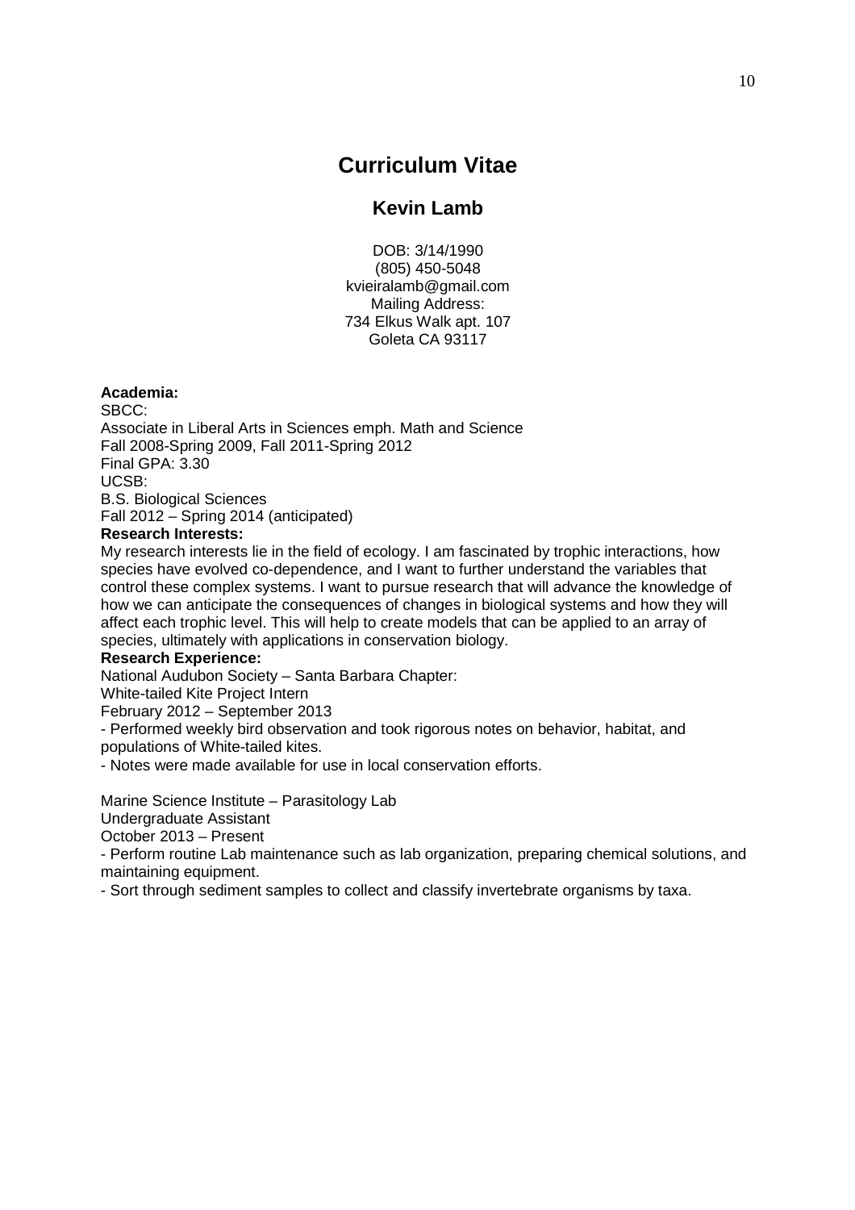# Curriculum Vitae

## Kevin Lamb

DOB: 3/14/1990
(805) 450-5048
kvieiralamb@gmail.com
Mailing Address:
734 Elkus Walk apt. 107
Goleta CA 93117

**Academia:**

SBCC:
Associate in Liberal Arts in Sciences emph. Math and Science
Fall 2008-Spring 2009, Fall 2011-Spring 2012
Final GPA: 3.30

UCSB:
B.S. Biological Sciences
Fall 2012 – Spring 2014 (anticipated)

**Research Interests:**

My research interests lie in the field of ecology. I am fascinated by trophic interactions, how species have evolved co-dependence, and I want to further understand the variables that control these complex systems. I want to pursue research that will advance the knowledge of how we can anticipate the consequences of changes in biological systems and how they will affect each trophic level. This will help to create models that can be applied to an array of species, ultimately with applications in conservation biology.

**Research Experience:**

National Audubon Society – Santa Barbara Chapter:
White-tailed Kite Project Intern
February 2012 – September 2013

- Performed weekly bird observation and took rigorous notes on behavior, habitat, and populations of White-tailed kites.
- Notes were made available for use in local conservation efforts.

Marine Science Institute – Parasitology Lab
Undergraduate Assistant
October 2013 – Present

- Perform routine Lab maintenance such as lab organization, preparing chemical solutions, and maintaining equipment.
- Sort through sediment samples to collect and classify invertebrate organisms by taxa.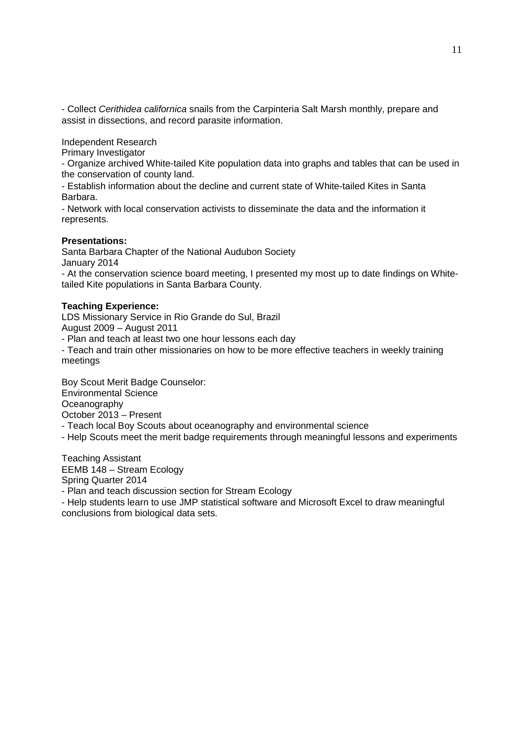- Collect *Cerithidea californica* snails from the Carpinteria Salt Marsh monthly, prepare and assist in dissections, and record parasite information.

Independent Research
Primary Investigator
- Organize archived White-tailed Kite population data into graphs and tables that can be used in the conservation of county land.
- Establish information about the decline and current state of White-tailed Kites in Santa Barbara.
- Network with local conservation activists to disseminate the data and the information it represents.

**Presentations:**
Santa Barbara Chapter of the National Audubon Society
January 2014
- At the conservation science board meeting, I presented my most up to date findings on White-tailed Kite populations in Santa Barbara County.

**Teaching Experience:**
LDS Missionary Service in Rio Grande do Sul, Brazil
August 2009 – August 2011
- Plan and teach at least two one hour lessons each day
- Teach and train other missionaries on how to be more effective teachers in weekly training meetings

Boy Scout Merit Badge Counselor:
Environmental Science
Oceanography
October 2013 – Present
- Teach local Boy Scouts about oceanography and environmental science
- Help Scouts meet the merit badge requirements through meaningful lessons and experiments

Teaching Assistant
EEMB 148 – Stream Ecology
Spring Quarter 2014
- Plan and teach discussion section for Stream Ecology
- Help students learn to use JMP statistical software and Microsoft Excel to draw meaningful conclusions from biological data sets.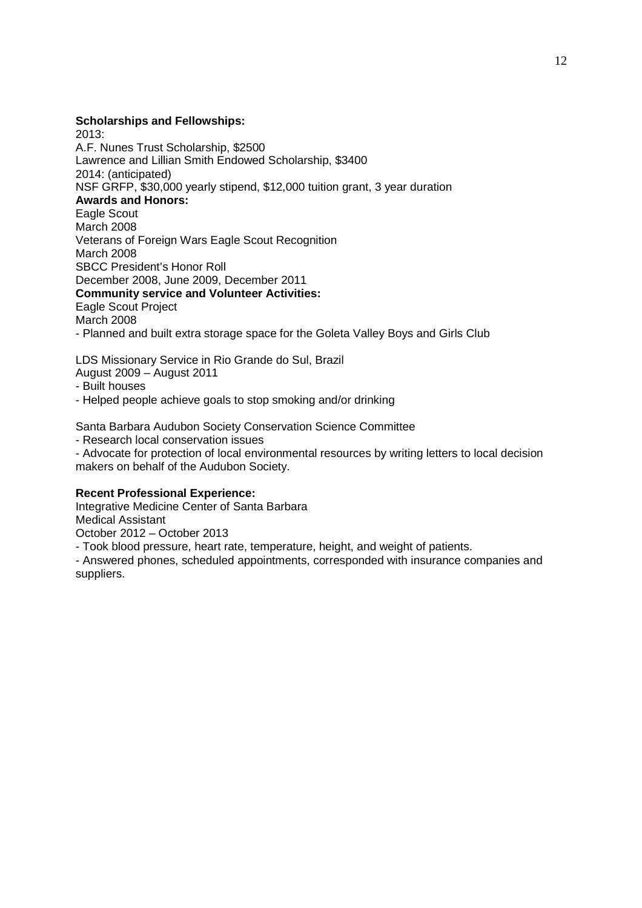**Scholarships and Fellowships:**

2013:
A.F. Nunes Trust Scholarship, $2500
Lawrence and Lillian Smith Endowed Scholarship, $3400
2014: (anticipated)
NSF GRFP, $30,000 yearly stipend, $12,000 tuition grant, 3 year duration

**Awards and Honors:**

Eagle Scout
March 2008
Veterans of Foreign Wars Eagle Scout Recognition
March 2008
SBCC President's Honor Roll
December 2008, June 2009, December 2011

**Community service and Volunteer Activities:**

Eagle Scout Project
March 2008
- Planned and built extra storage space for the Goleta Valley Boys and Girls Club

LDS Missionary Service in Rio Grande do Sul, Brazil
August 2009 – August 2011
- Built houses
- Helped people achieve goals to stop smoking and/or drinking

Santa Barbara Audubon Society Conservation Science Committee
- Research local conservation issues
- Advocate for protection of local environmental resources by writing letters to local decision makers on behalf of the Audubon Society.

**Recent Professional Experience:**

Integrative Medicine Center of Santa Barbara
Medical Assistant
October 2012 – October 2013
- Took blood pressure, heart rate, temperature, height, and weight of patients.
- Answered phones, scheduled appointments, corresponded with insurance companies and suppliers.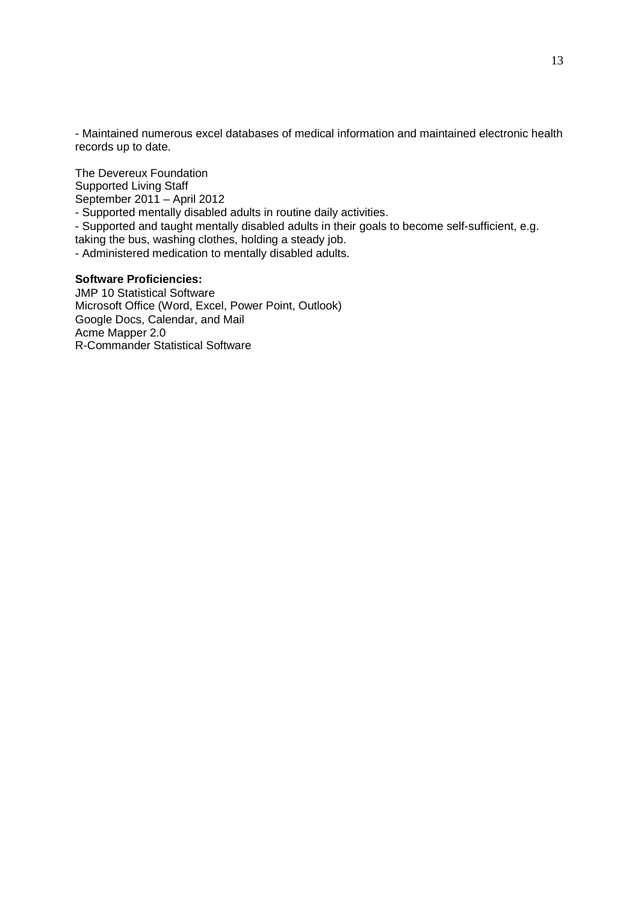- Maintained numerous excel databases of medical information and maintained electronic health records up to date.

The Devereux Foundation
Supported Living Staff
September 2011 – April 2012
- Supported mentally disabled adults in routine daily activities.
- Supported and taught mentally disabled adults in their goals to become self-sufficient, e.g. taking the bus, washing clothes, holding a steady job.
- Administered medication to mentally disabled adults.

**Software Proficiencies:**
JMP 10 Statistical Software
Microsoft Office (Word, Excel, Power Point, Outlook)
Google Docs, Calendar, and Mail
Acme Mapper 2.0
R-Commander Statistical Software